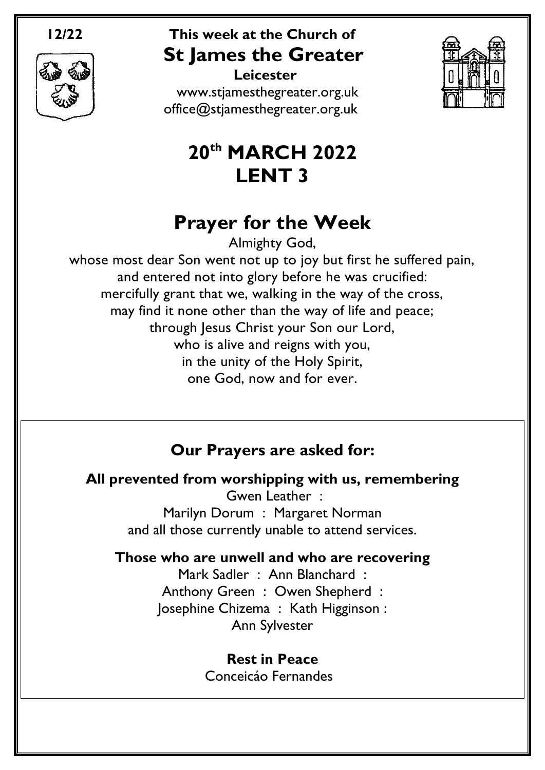**12/22**

**This week at the Church of**

# St James the Greater

**Leicester**

www.stjamesthegreater.org.uk
office@stjamesthegreater.org.uk

# 20th MARCH 2022
# LENT 3

## Prayer for the Week

Almighty God,
whose most dear Son went not up to joy but first he suffered pain,
and entered not into glory before he was crucified:
mercifully grant that we, walking in the way of the cross,
may find it none other than the way of life and peace;
through Jesus Christ your Son our Lord,
who is alive and reigns with you,
in the unity of the Holy Spirit,
one God, now and for ever.

### Our Prayers are asked for:

**All prevented from worshipping with us, remembering**

Gwen Leather :
Marilyn Dorum : Margaret Norman
and all those currently unable to attend services.

**Those who are unwell and who are recovering**

Mark Sadler : Ann Blanchard :
Anthony Green : Owen Shepherd :
Josephine Chizema : Kath Higginson :
Ann Sylvester

**Rest in Peace**

Conceicáo Fernandes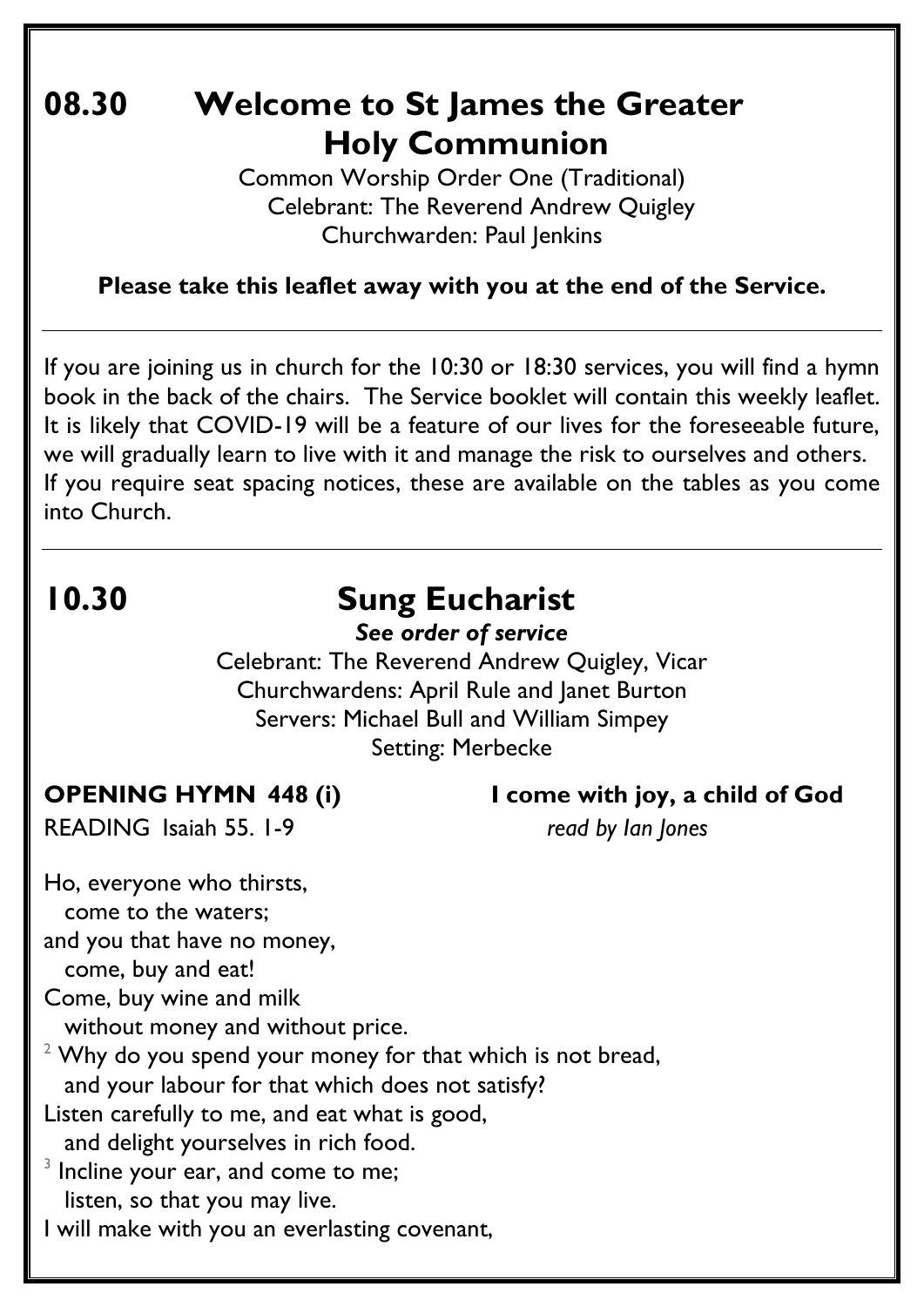# 08.30 Welcome to St James the Greater Holy Communion

Common Worship Order One (Traditional)
Celebrant: The Reverend Andrew Quigley
Churchwarden: Paul Jenkins

**Please take this leaflet away with you at the end of the Service.**

---

If you are joining us in church for the 10:30 or 18:30 services, you will find a hymn book in the back of the chairs. The Service booklet will contain this weekly leaflet. It is likely that COVID-19 will be a feature of our lives for the foreseeable future, we will gradually learn to live with it and manage the risk to ourselves and others. If you require seat spacing notices, these are available on the tables as you come into Church.

---

# 10.30 Sung Eucharist

***See order of service***

Celebrant: The Reverend Andrew Quigley, Vicar
Churchwardens: April Rule and Janet Burton
Servers: Michael Bull and William Simpey
Setting: Merbecke

**OPENING HYMN 448 (i) I come with joy, a child of God**

READING Isaiah 55. 1-9 *read by Ian Jones*

Ho, everyone who thirsts,
come to the waters;
and you that have no money,
come, buy and eat!
Come, buy wine and milk
without money and without price.
[2] Why do you spend your money for that which is not bread,
and your labour for that which does not satisfy?
Listen carefully to me, and eat what is good,
and delight yourselves in rich food.
[3] Incline your ear, and come to me;
listen, so that you may live.
I will make with you an everlasting covenant,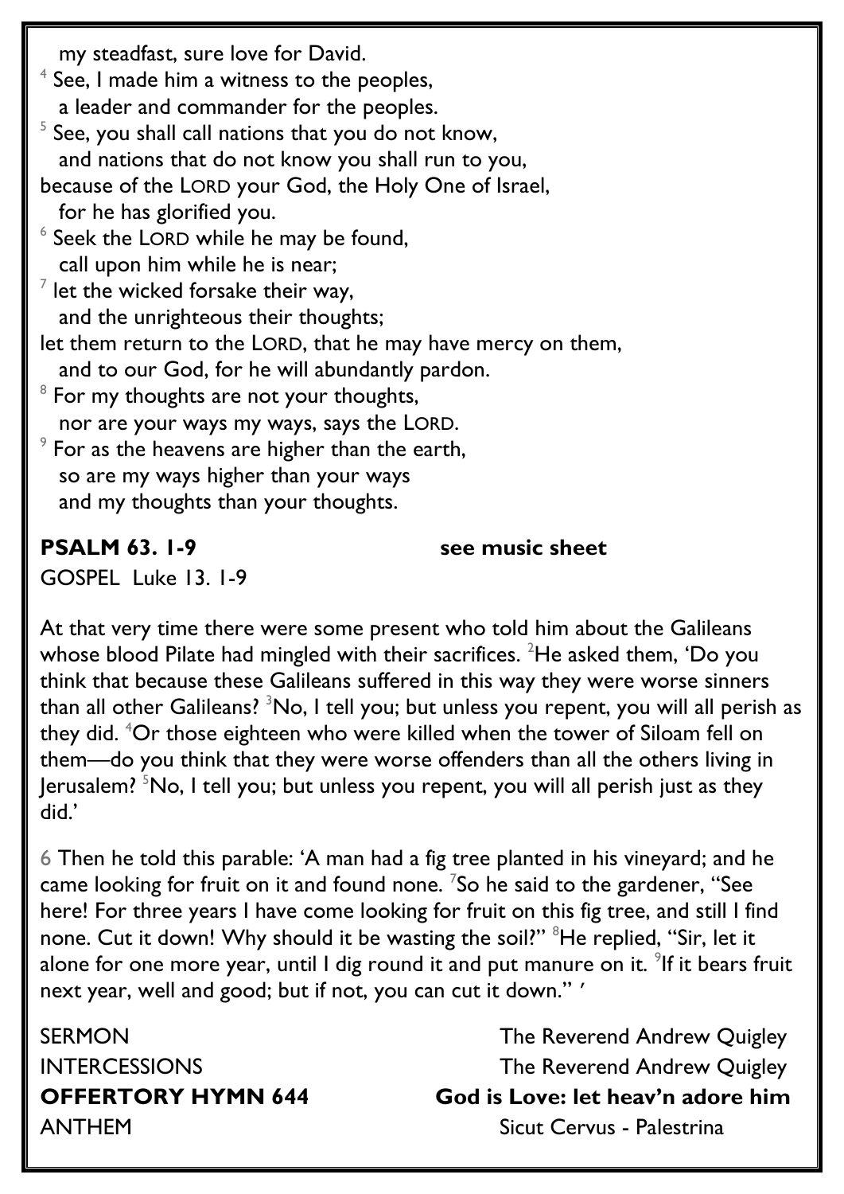my steadfast, sure love for David.
[4] See, I made him a witness to the peoples,
a leader and commander for the peoples.
[5] See, you shall call nations that you do not know,
and nations that do not know you shall run to you,
because of the LORD your God, the Holy One of Israel,
for he has glorified you.
[6] Seek the LORD while he may be found,
call upon him while he is near;
[7] let the wicked forsake their way,
and the unrighteous their thoughts;
let them return to the LORD, that he may have mercy on them,
and to our God, for he will abundantly pardon.
[8] For my thoughts are not your thoughts,
nor are your ways my ways, says the LORD.
[9] For as the heavens are higher than the earth,
so are my ways higher than your ways
and my thoughts than your thoughts.

**PSALM 63. 1-9** **see music sheet**

GOSPEL Luke 13. 1-9

At that very time there were some present who told him about the Galileans whose blood Pilate had mingled with their sacrifices. [2]He asked them, 'Do you think that because these Galileans suffered in this way they were worse sinners than all other Galileans? [3]No, I tell you; but unless you repent, you will all perish as they did. [4]Or those eighteen who were killed when the tower of Siloam fell on them—do you think that they were worse offenders than all the others living in Jerusalem? [5]No, I tell you; but unless you repent, you will all perish just as they did.'

6 Then he told this parable: 'A man had a fig tree planted in his vineyard; and he came looking for fruit on it and found none. [7]So he said to the gardener, "See here! For three years I have come looking for fruit on this fig tree, and still I find none. Cut it down! Why should it be wasting the soil?" [8]He replied, "Sir, let it alone for one more year, until I dig round it and put manure on it. [9]If it bears fruit next year, well and good; but if not, you can cut it down." '

SERMON The Reverend Andrew Quigley

INTERCESSIONS The Reverend Andrew Quigley

**OFFERTORY HYMN 644** **God is Love: let heav'n adore him**

ANTHEM Sicut Cervus - Palestrina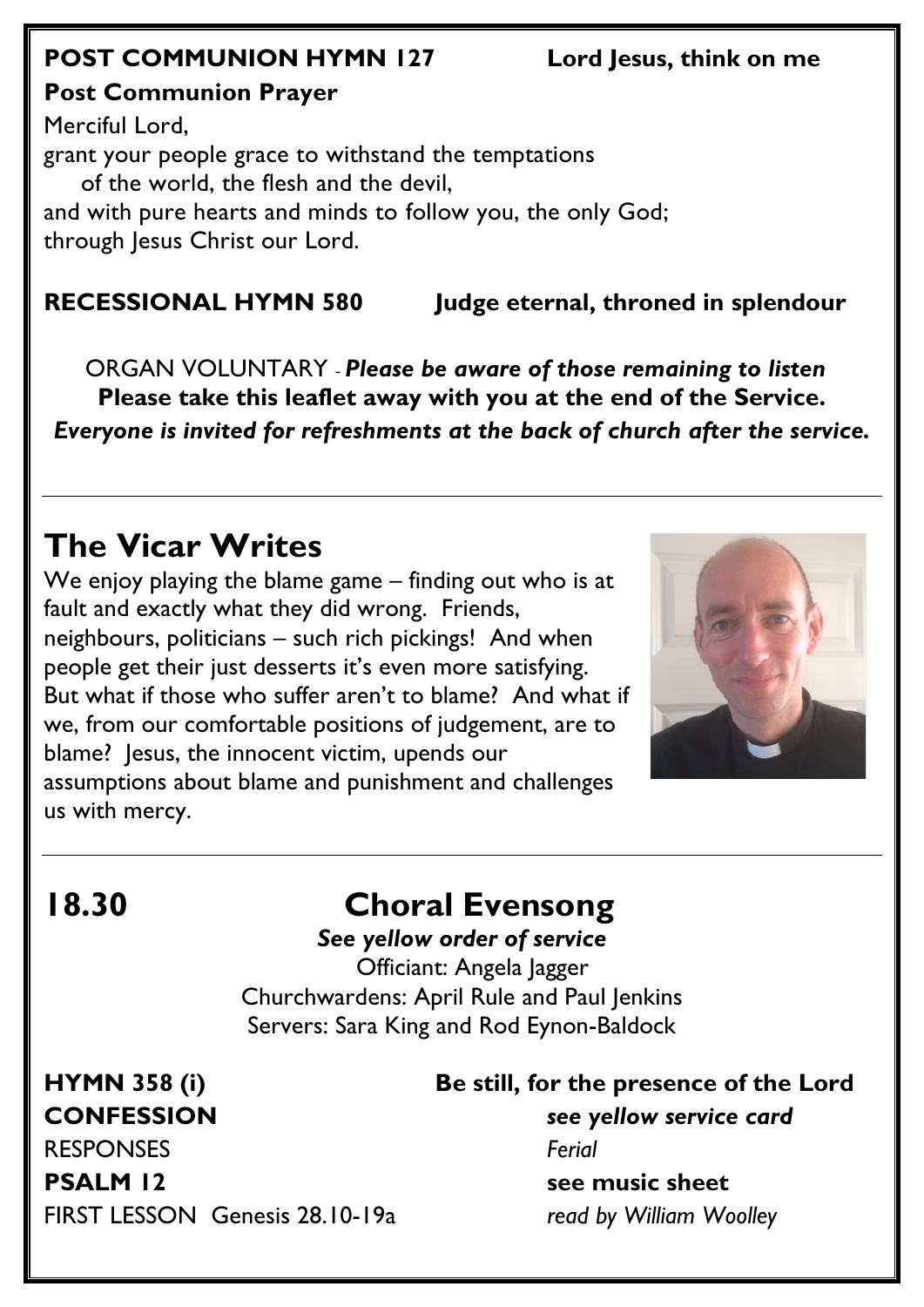**POST COMMUNION HYMN 127** **Lord Jesus, think on me**

**Post Communion Prayer**

Merciful Lord,
grant your people grace to withstand the temptations
of the world, the flesh and the devil,
and with pure hearts and minds to follow you, the only God;
through Jesus Christ our Lord.

**RECESSIONAL HYMN 580** **Judge eternal, throned in splendour**

ORGAN VOLUNTARY - ***Please be aware of those remaining to listen***

**Please take this leaflet away with you at the end of the Service.**

***Everyone is invited for refreshments at the back of church after the service.***

---

## The Vicar Writes

We enjoy playing the blame game – finding out who is at fault and exactly what they did wrong. Friends, neighbours, politicians – such rich pickings! And when people get their just desserts it's even more satisfying. But what if those who suffer aren't to blame? And what if we, from our comfortable positions of judgement, are to blame? Jesus, the innocent victim, upends our assumptions about blame and punishment and challenges us with mercy.

---

## 18.30 Choral Evensong

***See yellow order of service***

Officiant: Angela Jagger
Churchwardens: April Rule and Paul Jenkins
Servers: Sara King and Rod Eynon-Baldock

**HYMN 358 (i)** **Be still, for the presence of the Lord**

**CONFESSION** ***see yellow service card***

RESPONSES *Ferial*

**PSALM 12** **see music sheet**

FIRST LESSON Genesis 28.10-19a *read by William Woolley*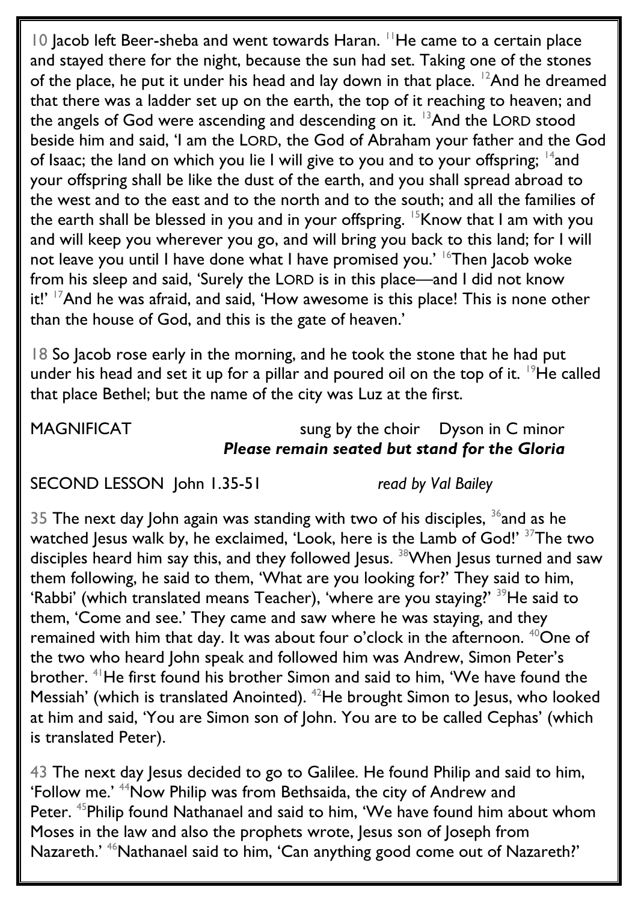10 Jacob left Beer-sheba and went towards Haran. [11]He came to a certain place and stayed there for the night, because the sun had set. Taking one of the stones of the place, he put it under his head and lay down in that place. [12]And he dreamed that there was a ladder set up on the earth, the top of it reaching to heaven; and the angels of God were ascending and descending on it. [13]And the LORD stood beside him and said, 'I am the LORD, the God of Abraham your father and the God of Isaac; the land on which you lie I will give to you and to your offspring; [14]and your offspring shall be like the dust of the earth, and you shall spread abroad to the west and to the east and to the north and to the south; and all the families of the earth shall be blessed in you and in your offspring. [15]Know that I am with you and will keep you wherever you go, and will bring you back to this land; for I will not leave you until I have done what I have promised you.' [16]Then Jacob woke from his sleep and said, 'Surely the LORD is in this place—and I did not know it!' [17]And he was afraid, and said, 'How awesome is this place! This is none other than the house of God, and this is the gate of heaven.'

18 So Jacob rose early in the morning, and he took the stone that he had put under his head and set it up for a pillar and poured oil on the top of it. [19]He called that place Bethel; but the name of the city was Luz at the first.

MAGNIFICAT sung by the choir Dyson in C minor
***Please remain seated but stand for the Gloria***

SECOND LESSON John 1.35-51 *read by Val Bailey*

35 The next day John again was standing with two of his disciples, [36]and as he watched Jesus walk by, he exclaimed, 'Look, here is the Lamb of God!' [37]The two disciples heard him say this, and they followed Jesus. [38]When Jesus turned and saw them following, he said to them, 'What are you looking for?' They said to him, 'Rabbi' (which translated means Teacher), 'where are you staying?' [39]He said to them, 'Come and see.' They came and saw where he was staying, and they remained with him that day. It was about four o'clock in the afternoon. [40]One of the two who heard John speak and followed him was Andrew, Simon Peter's brother. [41]He first found his brother Simon and said to him, 'We have found the Messiah' (which is translated Anointed). [42]He brought Simon to Jesus, who looked at him and said, 'You are Simon son of John. You are to be called Cephas' (which is translated Peter).

43 The next day Jesus decided to go to Galilee. He found Philip and said to him, 'Follow me.' [44]Now Philip was from Bethsaida, the city of Andrew and Peter. [45]Philip found Nathanael and said to him, 'We have found him about whom Moses in the law and also the prophets wrote, Jesus son of Joseph from Nazareth.' [46]Nathanael said to him, 'Can anything good come out of Nazareth?'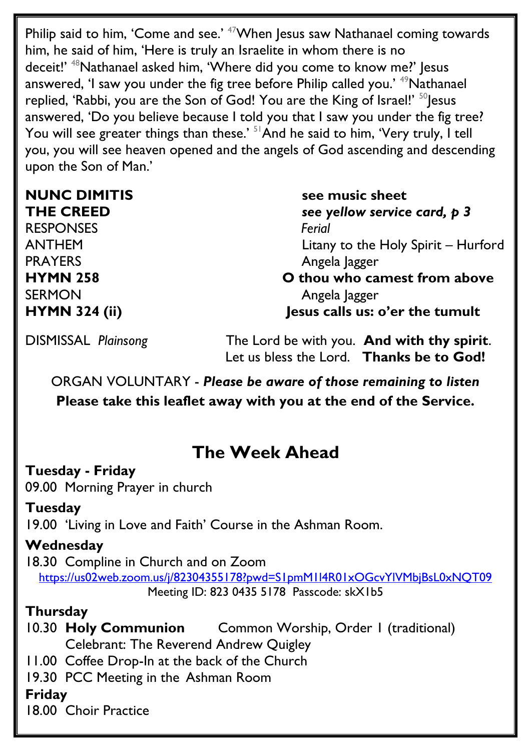Philip said to him, 'Come and see.' [47]When Jesus saw Nathanael coming towards him, he said of him, 'Here is truly an Israelite in whom there is no deceit!' [48]Nathanael asked him, 'Where did you come to know me?' Jesus answered, 'I saw you under the fig tree before Philip called you.' [49]Nathanael replied, 'Rabbi, you are the Son of God! You are the King of Israel!' [50]Jesus answered, 'Do you believe because I told you that I saw you under the fig tree? You will see greater things than these.' [51]And he said to him, 'Very truly, I tell you, you will see heaven opened and the angels of God ascending and descending upon the Son of Man.'

**NUNC DIMITIS** — **see music sheet**
**THE CREED** — ***see yellow service card, p 3***
RESPONSES — *Ferial*
ANTHEM — Litany to the Holy Spirit – Hurford
PRAYERS — Angela Jagger
**HYMN 258** — **O thou who camest from above**
SERMON — Angela Jagger
**HYMN 324 (ii)** — **Jesus calls us: o'er the tumult**

DISMISSAL *Plainsong* — The Lord be with you. **And with thy spirit**.
Let us bless the Lord. **Thanks be to God!**

ORGAN VOLUNTARY - ***Please be aware of those remaining to listen***
**Please take this leaflet away with you at the end of the Service.**

## The Week Ahead

**Tuesday - Friday**
09.00 Morning Prayer in church

**Tuesday**
19.00 'Living in Love and Faith' Course in the Ashman Room.

**Wednesday**
18.30 Compline in Church and on Zoom
https://us02web.zoom.us/j/82304355178?pwd=S1pmM1l4R01xOGcvYlVMbjBsL0xNQT09
Meeting ID: 823 0435 5178 Passcode: skX1b5

**Thursday**
10.30 **Holy Communion** Common Worship, Order 1 (traditional)
Celebrant: The Reverend Andrew Quigley
11.00 Coffee Drop-In at the back of the Church
19.30 PCC Meeting in the Ashman Room

**Friday**
18.00 Choir Practice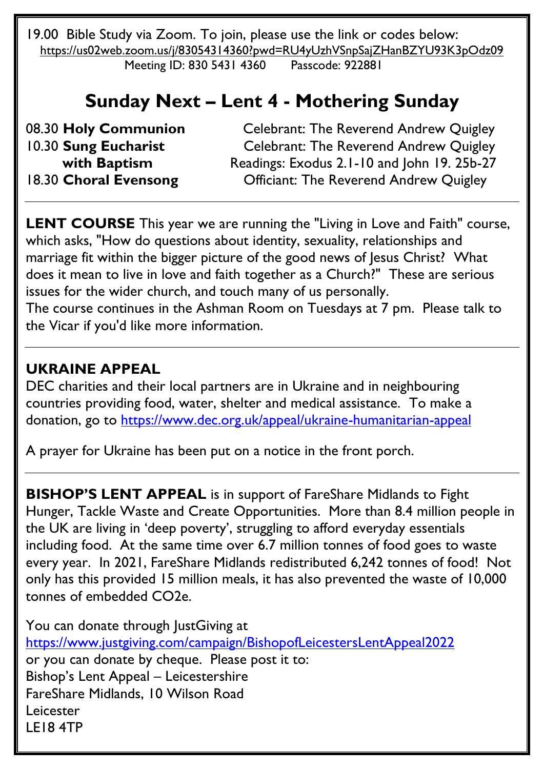19.00 Bible Study via Zoom. To join, please use the link or codes below:
https://us02web.zoom.us/j/83054314360?pwd=RU4yUzhVSnpSajZHanBZYU93K3pOdz09
Meeting ID: 830 5431 4360 Passcode: 922881

## Sunday Next – Lent 4 - Mothering Sunday

08.30 **Holy Communion** Celebrant: The Reverend Andrew Quigley
10.30 **Sung Eucharist with Baptism** Celebrant: The Reverend Andrew Quigley
Readings: Exodus 2.1-10 and John 19. 25b-27
18.30 **Choral Evensong** Officiant: The Reverend Andrew Quigley

---

**LENT COURSE** This year we are running the "Living in Love and Faith" course, which asks, "How do questions about identity, sexuality, relationships and marriage fit within the bigger picture of the good news of Jesus Christ? What does it mean to live in love and faith together as a Church?" These are serious issues for the wider church, and touch many of us personally.
The course continues in the Ashman Room on Tuesdays at 7 pm. Please talk to the Vicar if you'd like more information.

---

**UKRAINE APPEAL**
DEC charities and their local partners are in Ukraine and in neighbouring countries providing food, water, shelter and medical assistance. To make a donation, go to https://www.dec.org.uk/appeal/ukraine-humanitarian-appeal

A prayer for Ukraine has been put on a notice in the front porch.

---

**BISHOP'S LENT APPEAL** is in support of FareShare Midlands to Fight Hunger, Tackle Waste and Create Opportunities. More than 8.4 million people in the UK are living in 'deep poverty', struggling to afford everyday essentials including food. At the same time over 6.7 million tonnes of food goes to waste every year. In 2021, FareShare Midlands redistributed 6,242 tonnes of food! Not only has this provided 15 million meals, it has also prevented the waste of 10,000 tonnes of embedded $CO_2e$.

You can donate through JustGiving at
https://www.justgiving.com/campaign/BishopofLeicestersLentAppeal2022
or you can donate by cheque. Please post it to:
Bishop's Lent Appeal – Leicestershire
FareShare Midlands, 10 Wilson Road
Leicester
LE18 4TP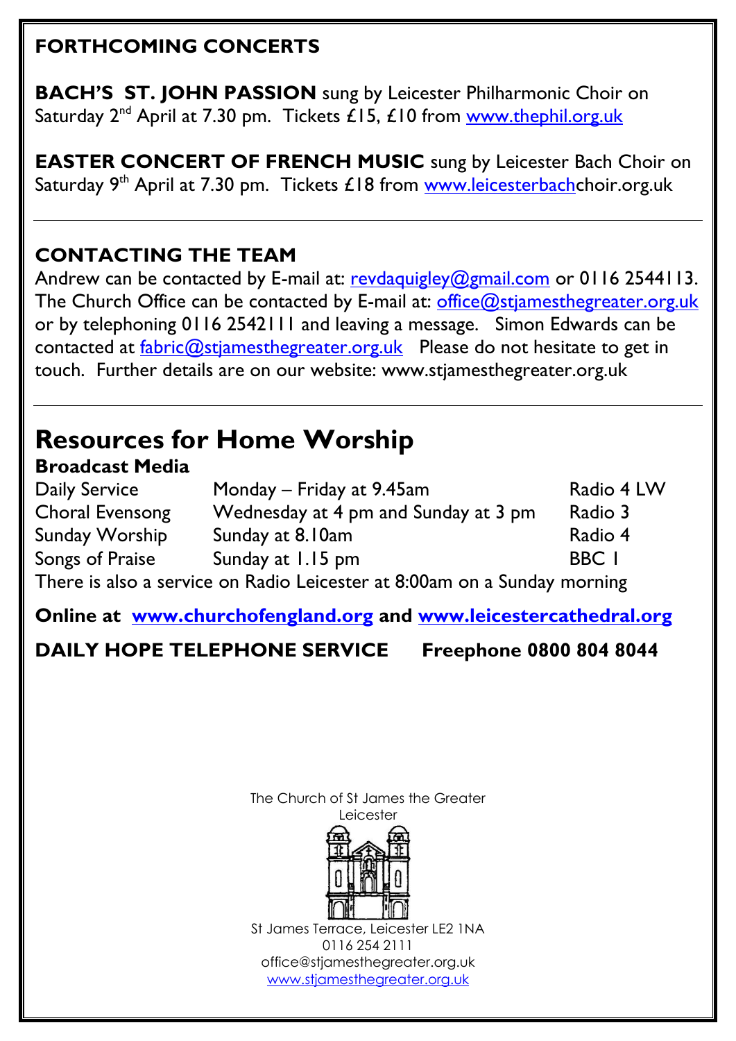## FORTHCOMING CONCERTS

**BACH'S ST. JOHN PASSION** sung by Leicester Philharmonic Choir on Saturday 2nd April at 7.30 pm. Tickets £15, £10 from www.thephil.org.uk

**EASTER CONCERT OF FRENCH MUSIC** sung by Leicester Bach Choir on Saturday 9th April at 7.30 pm. Tickets £18 from www.leicesterbachchoir.org.uk

---

## CONTACTING THE TEAM

Andrew can be contacted by E-mail at: revdaquigley@gmail.com or 0116 2544113. The Church Office can be contacted by E-mail at: office@stjamesthegreater.org.uk or by telephoning 0116 2542111 and leaving a message. Simon Edwards can be contacted at fabric@stjamesthegreater.org.uk Please do not hesitate to get in touch. Further details are on our website: www.stjamesthegreater.org.uk

---

# Resources for Home Worship

### Broadcast Media

| | | |
|---|---|---|
| Daily Service | Monday – Friday at 9.45am | Radio 4 LW |
| Choral Evensong | Wednesday at 4 pm and Sunday at 3 pm | Radio 3 |
| Sunday Worship | Sunday at 8.10am | Radio 4 |
| Songs of Praise | Sunday at 1.15 pm | BBC 1 |

There is also a service on Radio Leicester at 8:00am on a Sunday morning

**Online at www.churchofengland.org and www.leicestercathedral.org**

**DAILY HOPE TELEPHONE SERVICE Freephone 0800 804 8044**

The Church of St James the Greater
Leicester

St James Terrace, Leicester LE2 1NA
0116 254 2111
office@stjamesthegreater.org.uk
www.stjamesthegreater.org.uk